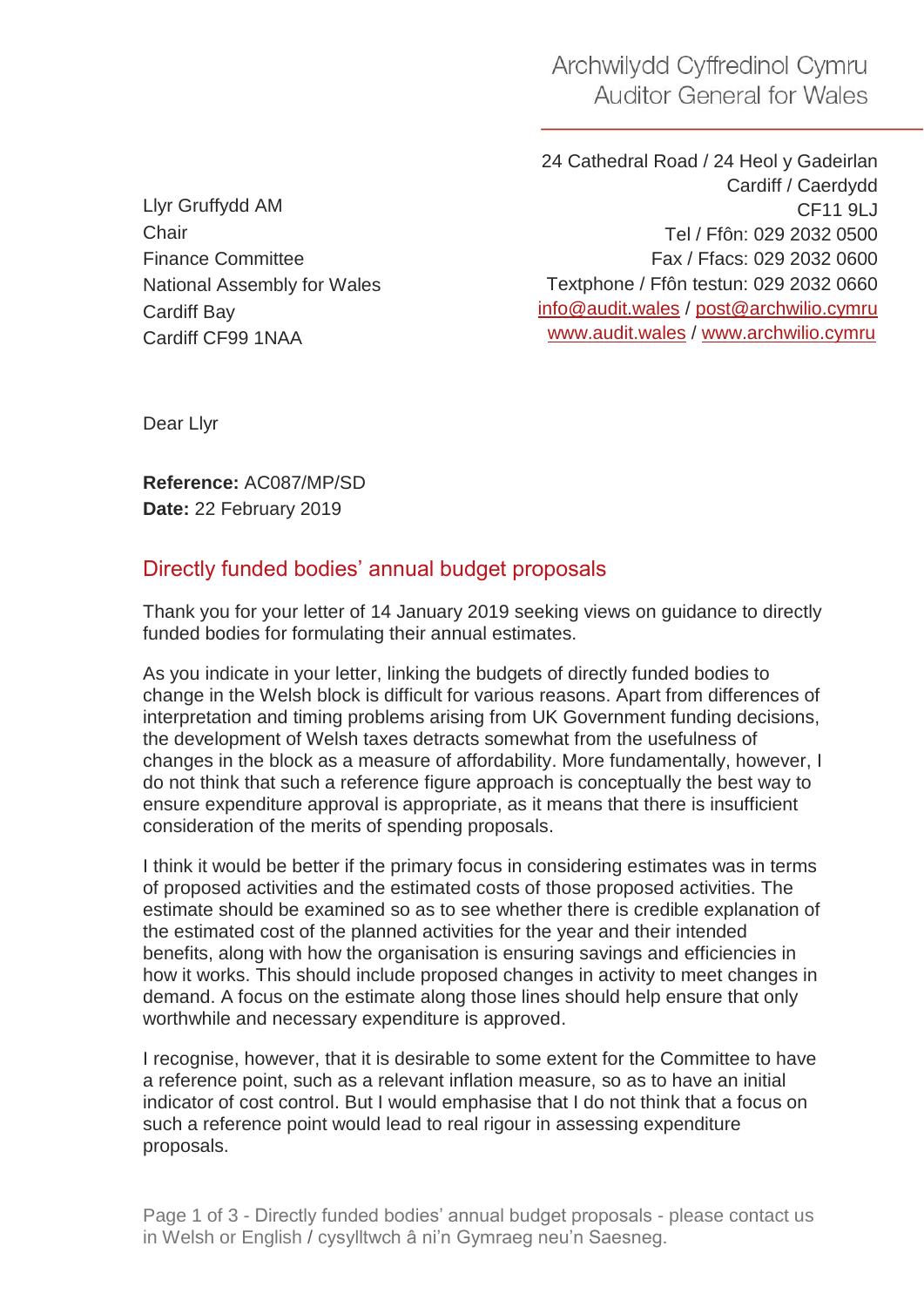Archwilydd Cyffredinol Cymru
Auditor General for Wales

24 Cathedral Road / 24 Heol y Gadeirlan
Cardiff / Caerdydd
CF11 9LJ
Tel / Ffôn: 029 2032 0500
Fax / Ffacs: 029 2032 0600
Textphone / Ffôn testun: 029 2032 0660
info@audit.wales / post@archwilio.cymru
www.audit.wales / www.archwilio.cymru

Llyr Gruffydd AM
Chair
Finance Committee
National Assembly for Wales
Cardiff Bay
Cardiff CF99 1NAA

Dear Llyr

**Reference:** AC087/MP/SD
**Date:** 22 February 2019

## Directly funded bodies' annual budget proposals

Thank you for your letter of 14 January 2019 seeking views on guidance to directly funded bodies for formulating their annual estimates.

As you indicate in your letter, linking the budgets of directly funded bodies to change in the Welsh block is difficult for various reasons. Apart from differences of interpretation and timing problems arising from UK Government funding decisions, the development of Welsh taxes detracts somewhat from the usefulness of changes in the block as a measure of affordability. More fundamentally, however, I do not think that such a reference figure approach is conceptually the best way to ensure expenditure approval is appropriate, as it means that there is insufficient consideration of the merits of spending proposals.

I think it would be better if the primary focus in considering estimates was in terms of proposed activities and the estimated costs of those proposed activities. The estimate should be examined so as to see whether there is credible explanation of the estimated cost of the planned activities for the year and their intended benefits, along with how the organisation is ensuring savings and efficiencies in how it works. This should include proposed changes in activity to meet changes in demand. A focus on the estimate along those lines should help ensure that only worthwhile and necessary expenditure is approved.

I recognise, however, that it is desirable to some extent for the Committee to have a reference point, such as a relevant inflation measure, so as to have an initial indicator of cost control. But I would emphasise that I do not think that a focus on such a reference point would lead to real rigour in assessing expenditure proposals.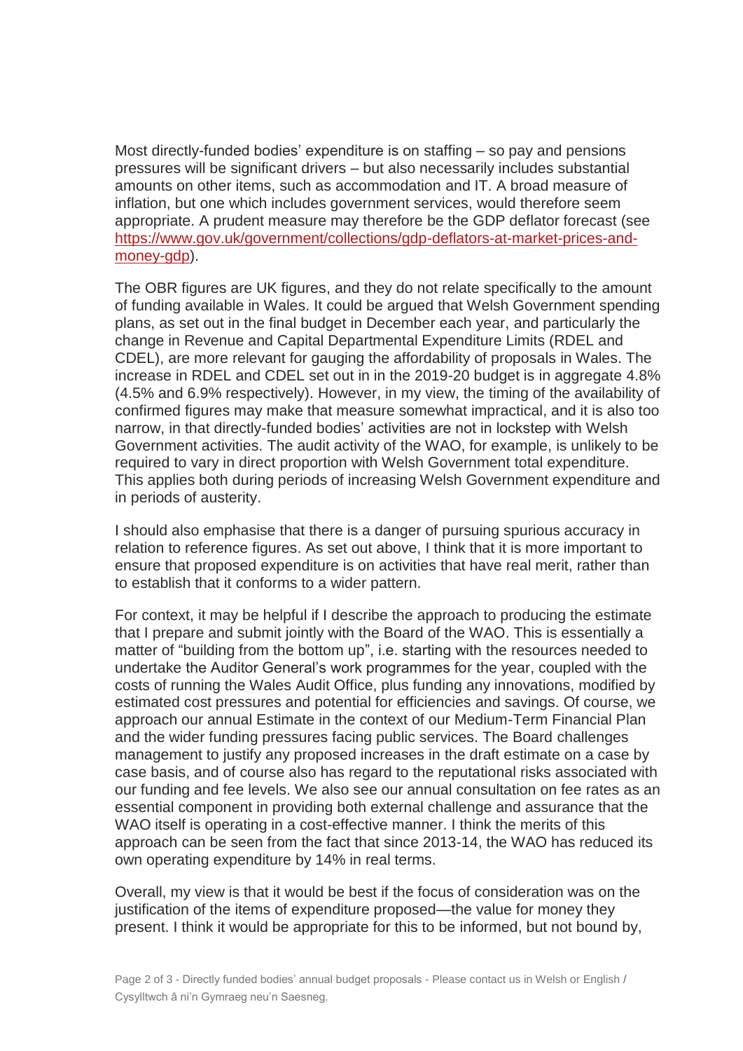Most directly-funded bodies' expenditure is on staffing – so pay and pensions pressures will be significant drivers – but also necessarily includes substantial amounts on other items, such as accommodation and IT. A broad measure of inflation, but one which includes government services, would therefore seem appropriate. A prudent measure may therefore be the GDP deflator forecast (see [https://www.gov.uk/government/collections/gdp-deflators-at-market-prices-and-money-gdp](https://www.gov.uk/government/collections/gdp-deflators-at-market-prices-and-money-gdp)).

The OBR figures are UK figures, and they do not relate specifically to the amount of funding available in Wales. It could be argued that Welsh Government spending plans, as set out in the final budget in December each year, and particularly the change in Revenue and Capital Departmental Expenditure Limits (RDEL and CDEL), are more relevant for gauging the affordability of proposals in Wales. The increase in RDEL and CDEL set out in in the 2019-20 budget is in aggregate 4.8% (4.5% and 6.9% respectively). However, in my view, the timing of the availability of confirmed figures may make that measure somewhat impractical, and it is also too narrow, in that directly-funded bodies' activities are not in lockstep with Welsh Government activities. The audit activity of the WAO, for example, is unlikely to be required to vary in direct proportion with Welsh Government total expenditure. This applies both during periods of increasing Welsh Government expenditure and in periods of austerity.

I should also emphasise that there is a danger of pursuing spurious accuracy in relation to reference figures. As set out above, I think that it is more important to ensure that proposed expenditure is on activities that have real merit, rather than to establish that it conforms to a wider pattern.

For context, it may be helpful if I describe the approach to producing the estimate that I prepare and submit jointly with the Board of the WAO. This is essentially a matter of "building from the bottom up", i.e. starting with the resources needed to undertake the Auditor General's work programmes for the year, coupled with the costs of running the Wales Audit Office, plus funding any innovations, modified by estimated cost pressures and potential for efficiencies and savings. Of course, we approach our annual Estimate in the context of our Medium-Term Financial Plan and the wider funding pressures facing public services. The Board challenges management to justify any proposed increases in the draft estimate on a case by case basis, and of course also has regard to the reputational risks associated with our funding and fee levels. We also see our annual consultation on fee rates as an essential component in providing both external challenge and assurance that the WAO itself is operating in a cost-effective manner. I think the merits of this approach can be seen from the fact that since 2013-14, the WAO has reduced its own operating expenditure by 14% in real terms.

Overall, my view is that it would be best if the focus of consideration was on the justification of the items of expenditure proposed—the value for money they present. I think it would be appropriate for this to be informed, but not bound by,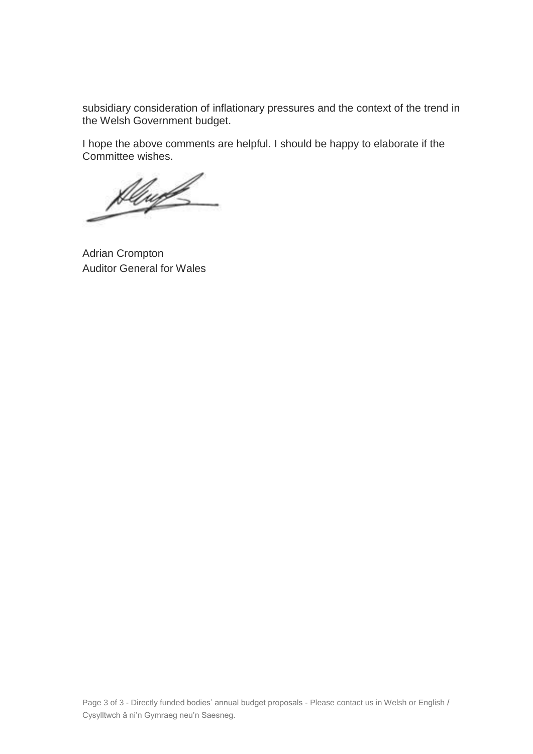subsidiary consideration of inflationary pressures and the context of the trend in the Welsh Government budget.

I hope the above comments are helpful. I should be happy to elaborate if the Committee wishes.

Adrian Crompton
Auditor General for Wales